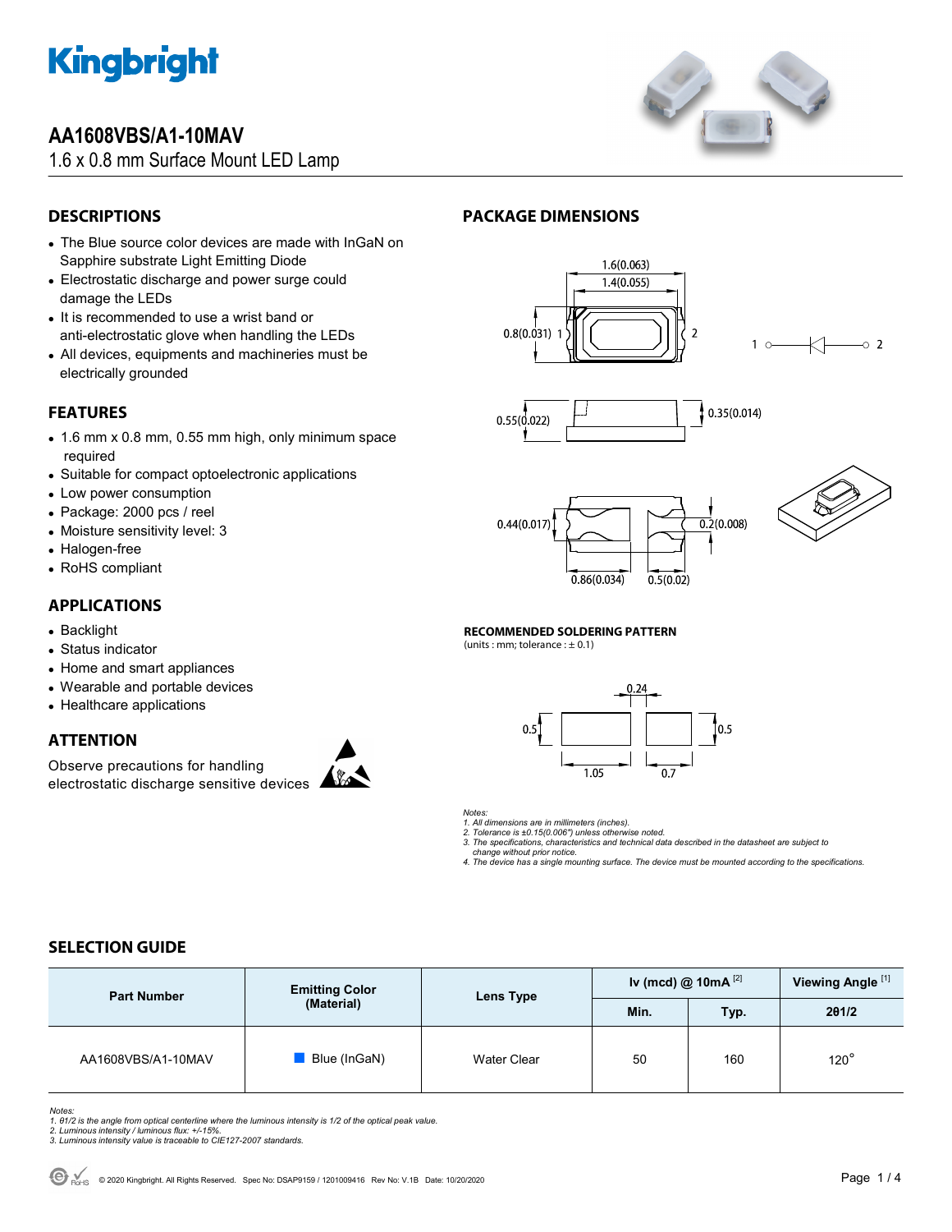# AA1608VBS/A1-10MAV

1.6 x 0.8 mm Surface Mount LED Lamp

## DESCRIPTIONS

- The Blue source color devices are made with InGaN on Sapphire substrate Light Emitting Diode
- Electrostatic discharge and power surge could damage the LEDs
- It is recommended to use a wrist band or anti-electrostatic glove when handling the LEDs
- All devices, equipments and machineries must be electrically grounded

## FEATURES

- 1.6 mm x 0.8 mm, 0.55 mm high, only minimum space required
- Suitable for compact optoelectronic applications
- Low power consumption
- Package: 2000 pcs / reel
- Moisture sensitivity level: 3
- Halogen-free
- RoHS compliant

## APPLICATIONS

- Backlight
- Status indicator
- Home and smart appliances
- Wearable and portable devices
- Healthcare applications

## ATTENTION

Observe precautions for handling electrostatic discharge sensitive devices

## PACKAGE DIMENSIONS

1.6(0.063)
1.4(0.055)
0.8(0.031)
0.55(0.022)
0.35(0.014)
0.44(0.017)
0.2(0.008)
0.86(0.034)
0.5(0.02)

### RECOMMENDED SOLDERING PATTERN

(units : mm; tolerance : ± 0.1)

0.24
0.5
0.5
1.05
0.7

*Notes:*
*1. All dimensions are in millimeters (inches).*
*2. Tolerance is ±0.15(0.006") unless otherwise noted.*
*3. The specifications, characteristics and technical data described in the datasheet are subject to change without prior notice.*
*4. The device has a single mounting surface. The device must be mounted according to the specifications.*

## SELECTION GUIDE

| Part Number | Emitting Color (Material) | Lens Type | Iv (mcd) @ 10mA [2] | | Viewing Angle [1] |
|---|---|---|---|---|---|
| | | | Min. | Typ. | 2θ1/2 |
| AA1608VBS/A1-10MAV | Blue (InGaN) | Water Clear | 50 | 160 | 120° |

*Notes:*
*1. θ1/2 is the angle from optical centerline where the luminous intensity is 1/2 of the optical peak value.*
*2. Luminous intensity / luminous flux: +/-15%.*
*3. Luminous intensity value is traceable to CIE127-2007 standards.*

© 2020 Kingbright. All Rights Reserved. Spec No: DSAP9159 / 1201009416 Rev No: V.1B Date: 10/20/2020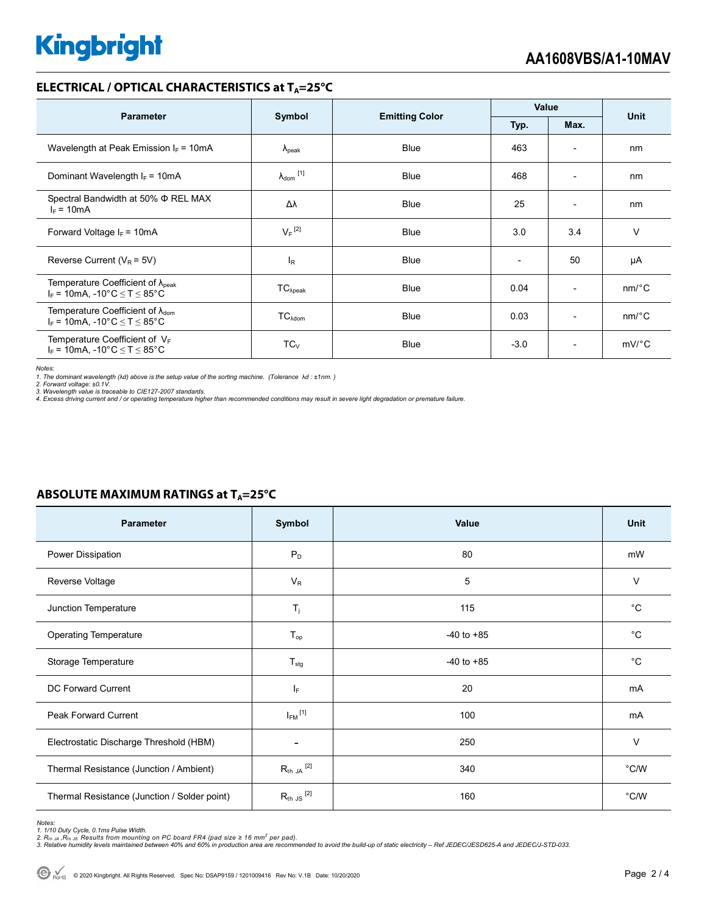## ELECTRICAL / OPTICAL CHARACTERISTICS at $T_A$=25°C

| Parameter | Symbol | Emitting Color | Value | | Unit |
|---|---|---|---|---|---|
| | | | Typ. | Max. | |
| Wavelength at Peak Emission $I_F$ = 10mA | $\lambda_{peak}$ | Blue | 463 | - | nm |
| Dominant Wavelength $I_F$ = 10mA | $\lambda_{dom}$ [1] | Blue | 468 | - | nm |
| Spectral Bandwidth at 50% Φ REL MAX $I_F$ = 10mA | Δλ | Blue | 25 | - | nm |
| Forward Voltage $I_F$ = 10mA | $V_F$ [2] | Blue | 3.0 | 3.4 | V |
| Reverse Current ($V_R$ = 5V) | $I_R$ | Blue | - | 50 | μA |
| Temperature Coefficient of $\lambda_{peak}$ $I_F$ = 10mA, -10°C ≤ T ≤ 85°C | $TC_{\lambda peak}$ | Blue | 0.04 | - | nm/°C |
| Temperature Coefficient of $\lambda_{dom}$ $I_F$ = 10mA, -10°C ≤ T ≤ 85°C | $TC_{\lambda dom}$ | Blue | 0.03 | - | nm/°C |
| Temperature Coefficient of $V_F$ $I_F$ = 10mA, -10°C ≤ T ≤ 85°C | $TC_V$ | Blue | -3.0 | - | mV/°C |

*Notes:*
*1. The dominant wavelength (λd) above is the setup value of the sorting machine. (Tolerance λd : ±1nm. )*
*2. Forward voltage: ±0.1V.*
*3. Wavelength value is traceable to CIE127-2007 standards.*
*4. Excess driving current and / or operating temperature higher than recommended conditions may result in severe light degradation or premature failure.*

## ABSOLUTE MAXIMUM RATINGS at $T_A$=25°C

| Parameter | Symbol | Value | Unit |
|---|---|---|---|
| Power Dissipation | $P_D$ | 80 | mW |
| Reverse Voltage | $V_R$ | 5 | V |
| Junction Temperature | $T_j$ | 115 | °C |
| Operating Temperature | $T_{op}$ | -40 to +85 | °C |
| Storage Temperature | $T_{stg}$ | -40 to +85 | °C |
| DC Forward Current | $I_F$ | 20 | mA |
| Peak Forward Current | $I_{FM}$ [1] | 100 | mA |
| Electrostatic Discharge Threshold (HBM) | - | 250 | V |
| Thermal Resistance (Junction / Ambient) | $R_{th\ JA}$ [2] | 340 | °C/W |
| Thermal Resistance (Junction / Solder point) | $R_{th\ JS}$ [2] | 160 | °C/W |

*Notes:*
*1. 1/10 Duty Cycle, 0.1ms Pulse Width.*
*2. $R_{th\ JA}$ ,$R_{th\ JS}$ Results from mounting on PC board FR4 (pad size ≥ 16 $mm^2$ per pad).*
*3. Relative humidity levels maintained between 40% and 60% in production area are recommended to avoid the build-up of static electricity – Ref JEDEC/JESD625-A and JEDEC/J-STD-033.*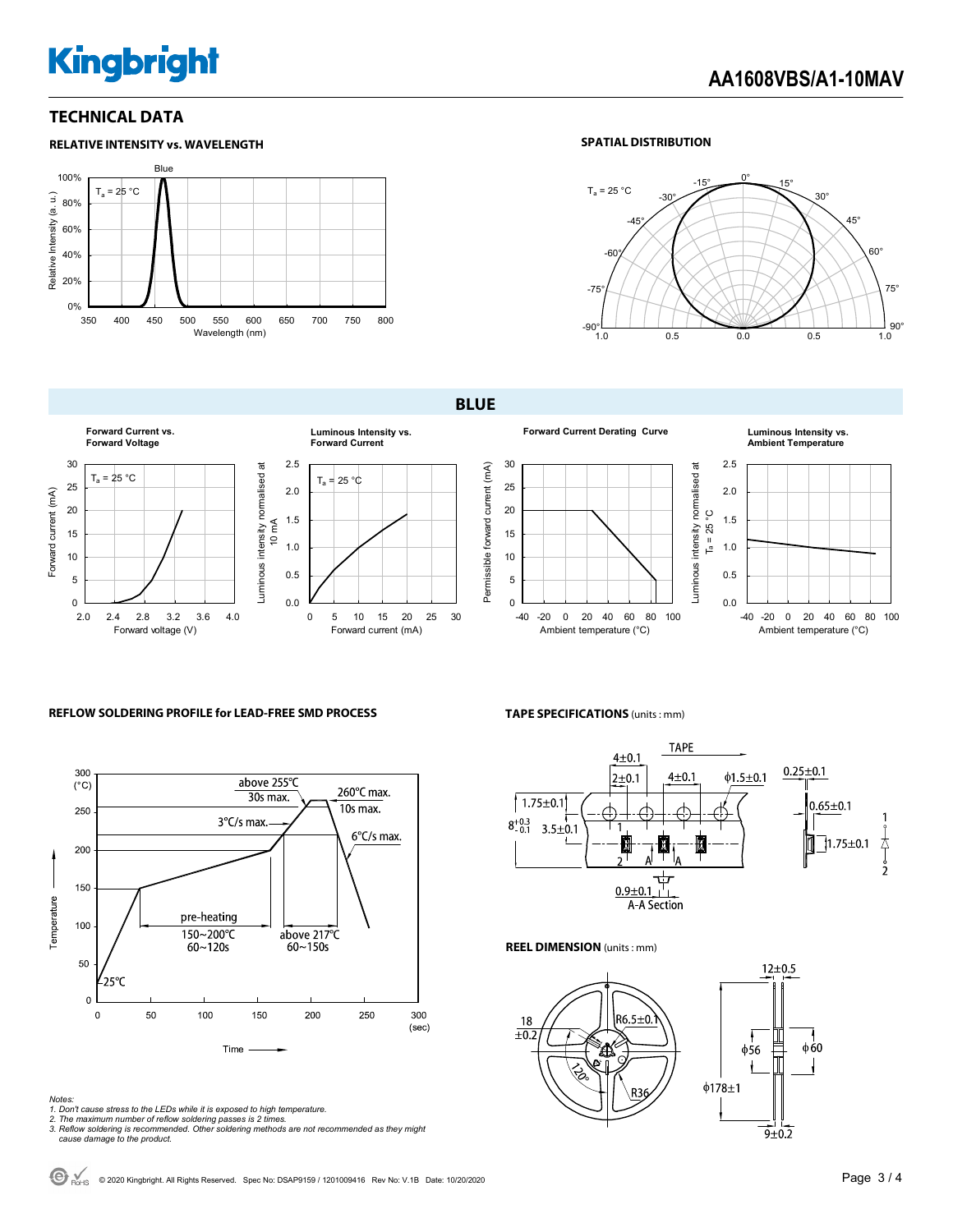# TECHNICAL DATA

### RELATIVE INTENSITY vs. WAVELENGTH

### SPATIAL DISTRIBUTION

## BLUE

**Forward Current vs. Forward Voltage**

**Luminous Intensity vs. Forward Current**

**Forward Current Derating Curve**

**Luminous Intensity vs. Ambient Temperature**

### REFLOW SOLDERING PROFILE for LEAD-FREE SMD PROCESS

### TAPE SPECIFICATIONS (units : mm)

### REEL DIMENSION (units : mm)

*Notes:*
*1. Don't cause stress to the LEDs while it is exposed to high temperature.*
*2. The maximum number of reflow soldering passes is 2 times.*
*3. Reflow soldering is recommended. Other soldering methods are not recommended as they might cause damage to the product.*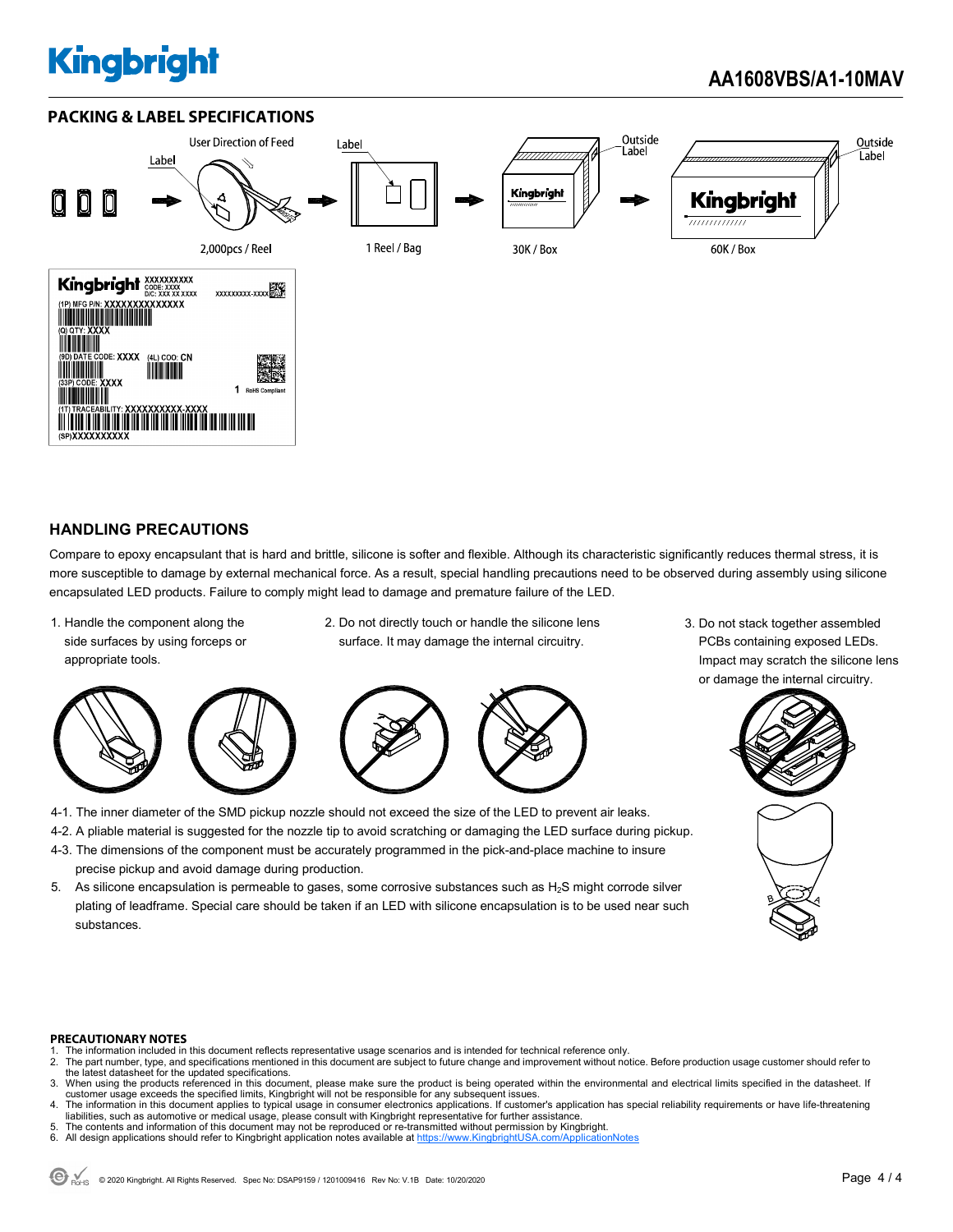## PACKING & LABEL SPECIFICATIONS

User Direction of Feed

Label

Label

Outside Label

Outside Label

2,000pcs / Reel

1 Reel / Bag

30K / Box

60K / Box

## HANDLING PRECAUTIONS

Compare to epoxy encapsulant that is hard and brittle, silicone is softer and flexible. Although its characteristic significantly reduces thermal stress, it is more susceptible to damage by external mechanical force. As a result, special handling precautions need to be observed during assembly using silicone encapsulated LED products. Failure to comply might lead to damage and premature failure of the LED.

1. Handle the component along the side surfaces by using forceps or appropriate tools.
2. Do not directly touch or handle the silicone lens surface. It may damage the internal circuitry.
3. Do not stack together assembled PCBs containing exposed LEDs. Impact may scratch the silicone lens or damage the internal circuitry.

4-1. The inner diameter of the SMD pickup nozzle should not exceed the size of the LED to prevent air leaks.

4-2. A pliable material is suggested for the nozzle tip to avoid scratching or damaging the LED surface during pickup.

4-3. The dimensions of the component must be accurately programmed in the pick-and-place machine to insure precise pickup and avoid damage during production.

5. As silicone encapsulation is permeable to gases, some corrosive substances such as $H_2S$ might corrode silver plating of leadframe. Special care should be taken if an LED with silicone encapsulation is to be used near such substances.

### PRECAUTIONARY NOTES

1. The information included in this document reflects representative usage scenarios and is intended for technical reference only.
2. The part number, type, and specifications mentioned in this document are subject to future change and improvement without notice. Before production usage customer should refer to the latest datasheet for the updated specifications.
3. When using the products referenced in this document, please make sure the product is being operated within the environmental and electrical limits specified in the datasheet. If customer usage exceeds the specified limits, Kingbright will not be responsible for any subsequent issues.
4. The information in this document applies to typical usage in consumer electronics applications. If customer's application has special reliability requirements or have life-threatening liabilities, such as automotive or medical usage, please consult with Kingbright representative for further assistance.
5. The contents and information of this document may not be reproduced or re-transmitted without permission by Kingbright.
6. All design applications should refer to Kingbright application notes available at https://www.KingbrightUSA.com/ApplicationNotes

© 2020 Kingbright. All Rights Reserved. Spec No: DSAP9159 / 1201009416 Rev No: V.1B Date: 10/20/2020